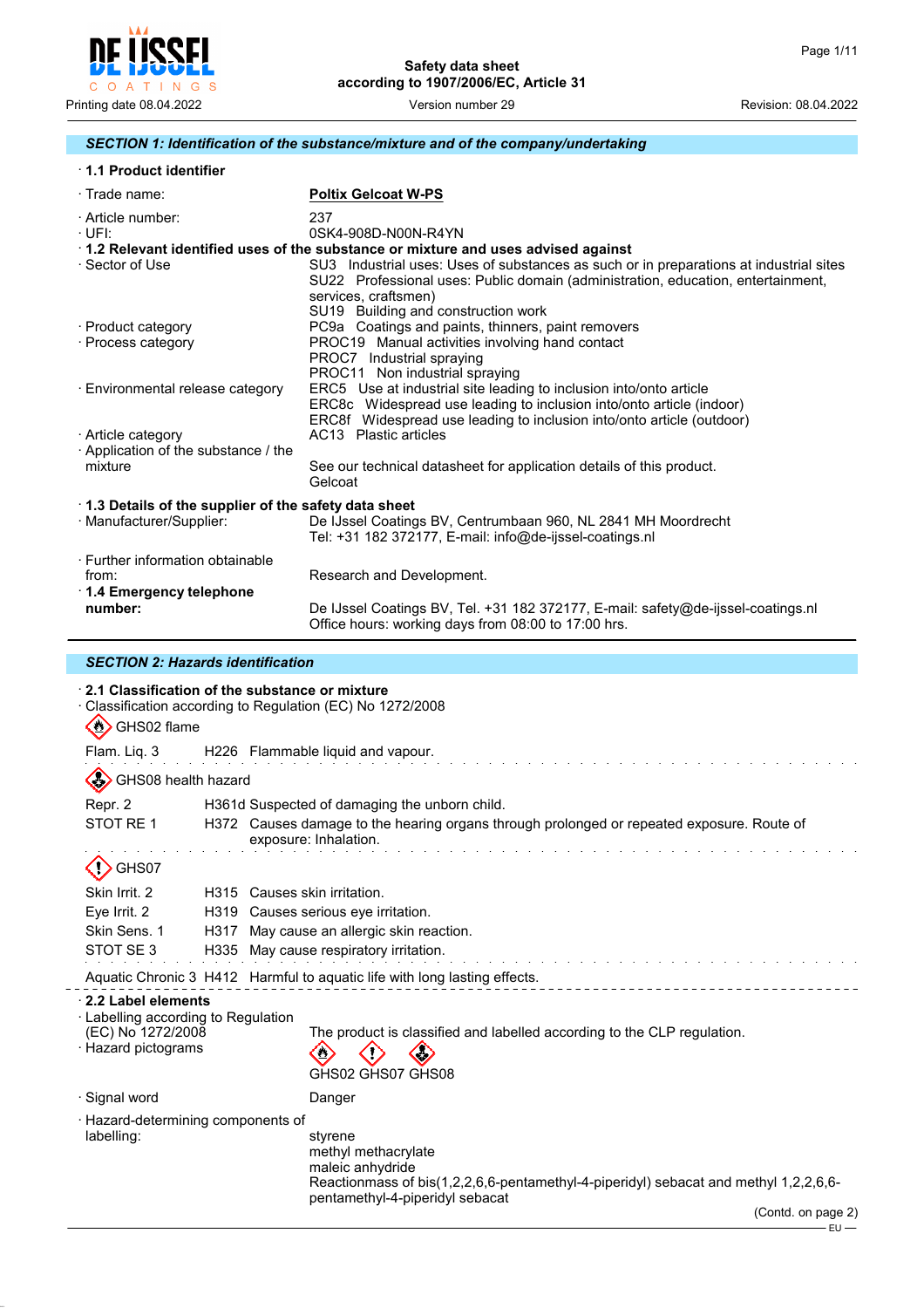# Safety data sheet
## according to 1907/2006/EC, Article 31

Printing date 08.04.2022 · Version number 29 · Revision: 08.04.2022

## SECTION 1: Identification of the substance/mixture and of the company/undertaking

### · 1.1 Product identifier

- · Trade name: **Poltix Gelcoat W-PS**
- · Article number: 237
- · UFI: 0SK4-908D-N00N-R4YN

### · 1.2 Relevant identified uses of the substance or mixture and uses advised against

- · Sector of Use
  - SU3 Industrial uses: Uses of substances as such or in preparations at industrial sites
  - SU22 Professional uses: Public domain (administration, education, entertainment, services, craftsmen)
  - SU19 Building and construction work
- · Product category
  - PC9a Coatings and paints, thinners, paint removers
- · Process category
  - PROC19 Manual activities involving hand contact
  - PROC7 Industrial spraying
  - PROC11 Non industrial spraying
- · Environmental release category
  - ERC5 Use at industrial site leading to inclusion into/onto article
  - ERC8c Widespread use leading to inclusion into/onto article (indoor)
  - ERC8f Widespread use leading to inclusion into/onto article (outdoor)
- · Article category
  - AC13 Plastic articles
- · Application of the substance / the mixture: See our technical datasheet for application details of this product. Gelcoat

### · 1.3 Details of the supplier of the safety data sheet

- · Manufacturer/Supplier: De IJssel Coatings BV, Centrumbaan 960, NL 2841 MH Moordrecht
  Tel: +31 182 372177, E-mail: info@de-ijssel-coatings.nl
- · Further information obtainable from: Research and Development.

### · 1.4 Emergency telephone number:

De IJssel Coatings BV, Tel. +31 182 372177, E-mail: safety@de-ijssel-coatings.nl
Office hours: working days from 08:00 to 17:00 hrs.

## SECTION 2: Hazards identification

### · 2.1 Classification of the substance or mixture

· Classification according to Regulation (EC) No 1272/2008

GHS02 flame

| | | |
|---|---|---|
| Flam. Liq. 3 | H226 | Flammable liquid and vapour. |

GHS08 health hazard

| | | |
|---|---|---|
| Repr. 2 | H361d | Suspected of damaging the unborn child. |
| STOT RE 1 | H372 | Causes damage to the hearing organs through prolonged or repeated exposure. Route of exposure: Inhalation. |

GHS07

| | | |
|---|---|---|
| Skin Irrit. 2 | H315 | Causes skin irritation. |
| Eye Irrit. 2 | H319 | Causes serious eye irritation. |
| Skin Sens. 1 | H317 | May cause an allergic skin reaction. |
| STOT SE 3 | H335 | May cause respiratory irritation. |

| | | |
|---|---|---|
| Aquatic Chronic 3 | H412 | Harmful to aquatic life with long lasting effects. |

### · 2.2 Label elements

- · Labelling according to Regulation (EC) No 1272/2008: The product is classified and labelled according to the CLP regulation.
- · Hazard pictograms: GHS02 GHS07 GHS08
- · Signal word: Danger
- · Hazard-determining components of labelling:
  - styrene
  - methyl methacrylate
  - maleic anhydride
  - Reactionmass of bis(1,2,2,6,6-pentamethyl-4-piperidyl) sebacat and methyl 1,2,2,6,6-pentamethyl-4-piperidyl sebacat

(Contd. on page 2)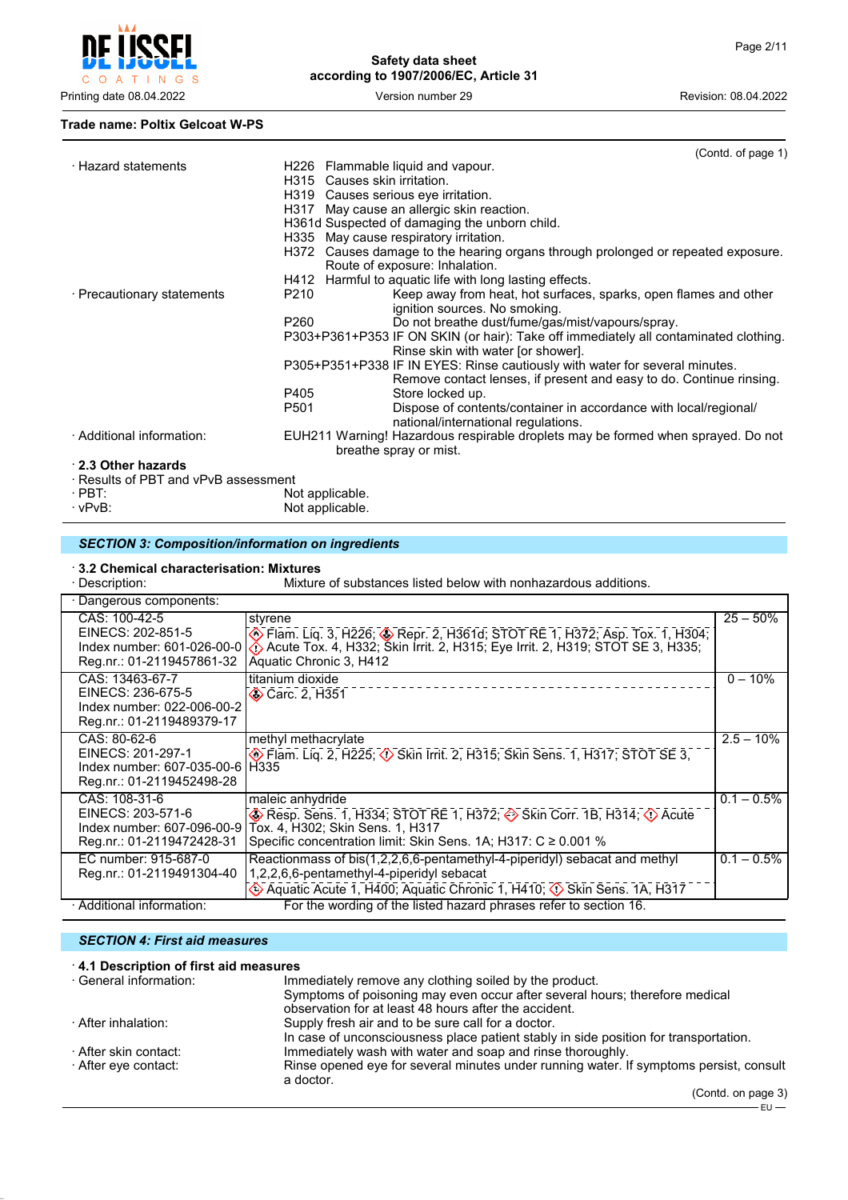Trade name: Poltix Gelcoat W-PS

(Contd. of page 1)

· Hazard statements

H226 Flammable liquid and vapour.
H315 Causes skin irritation.
H319 Causes serious eye irritation.
H317 May cause an allergic skin reaction.
H361d Suspected of damaging the unborn child.
H335 May cause respiratory irritation.
H372 Causes damage to the hearing organs through prolonged or repeated exposure. Route of exposure: Inhalation.
H412 Harmful to aquatic life with long lasting effects.

· Precautionary statements

P210 Keep away from heat, hot surfaces, sparks, open flames and other ignition sources. No smoking.
P260 Do not breathe dust/fume/gas/mist/vapours/spray.
P303+P361+P353 IF ON SKIN (or hair): Take off immediately all contaminated clothing. Rinse skin with water [or shower].
P305+P351+P338 IF IN EYES: Rinse cautiously with water for several minutes. Remove contact lenses, if present and easy to do. Continue rinsing.
P405 Store locked up.
P501 Dispose of contents/container in accordance with local/regional/national/international regulations.

· Additional information: EUH211 Warning! Hazardous respirable droplets may be formed when sprayed. Do not breathe spray or mist.

### · 2.3 Other hazards

· Results of PBT and vPvB assessment
· PBT: Not applicable.
· vPvB: Not applicable.

## SECTION 3: Composition/information on ingredients

### · 3.2 Chemical characterisation: Mixtures

· Description: Mixture of substances listed below with nonhazardous additions.

| · Dangerous components: | | |
|---|---|---|
| CAS: 100-42-5<br>EINECS: 202-851-5<br>Index number: 601-026-00-0<br>Reg.nr.: 01-2119457861-32 | styrene<br>Flam. Liq. 3, H226; Repr. 2, H361d; STOT RE 1, H372; Asp. Tox. 1, H304; Acute Tox. 4, H332; Skin Irrit. 2, H315; Eye Irrit. 2, H319; STOT SE 3, H335; Aquatic Chronic 3, H412 | 25 – 50% |
| CAS: 13463-67-7<br>EINECS: 236-675-5<br>Index number: 022-006-00-2<br>Reg.nr.: 01-2119489379-17 | titanium dioxide<br>Carc. 2, H351 | 0 – 10% |
| CAS: 80-62-6<br>EINECS: 201-297-1<br>Index number: 607-035-00-6<br>Reg.nr.: 01-2119452498-28 | methyl methacrylate<br>Flam. Liq. 2, H225; Skin Irrit. 2, H315; Skin Sens. 1, H317; STOT SE 3, H335 | 2.5 – 10% |
| CAS: 108-31-6<br>EINECS: 203-571-6<br>Index number: 607-096-00-9<br>Reg.nr.: 01-2119472428-31 | maleic anhydride<br>Resp. Sens. 1, H334; STOT RE 1, H372; Skin Corr. 1B, H314; Acute Tox. 4, H302; Skin Sens. 1, H317<br>Specific concentration limit: Skin Sens. 1A; H317: C ≥ 0.001 % | 0.1 – 0.5% |
| EC number: 915-687-0<br>Reg.nr.: 01-2119491304-40 | Reactionmass of bis(1,2,2,6,6-pentamethyl-4-piperidyl) sebacat and methyl 1,2,2,6,6-pentamethyl-4-piperidyl sebacat<br>Aquatic Acute 1, H400; Aquatic Chronic 1, H410; Skin Sens. 1A, H317 | 0.1 – 0.5% |

· Additional information: For the wording of the listed hazard phrases refer to section 16.

## SECTION 4: First aid measures

### · 4.1 Description of first aid measures

· General information: Immediately remove any clothing soiled by the product. Symptoms of poisoning may even occur after several hours; therefore medical observation for at least 48 hours after the accident.

· After inhalation: Supply fresh air and to be sure call for a doctor. In case of unconsciousness place patient stably in side position for transportation.

· After skin contact: Immediately wash with water and soap and rinse thoroughly.

· After eye contact: Rinse opened eye for several minutes under running water. If symptoms persist, consult a doctor.

(Contd. on page 3)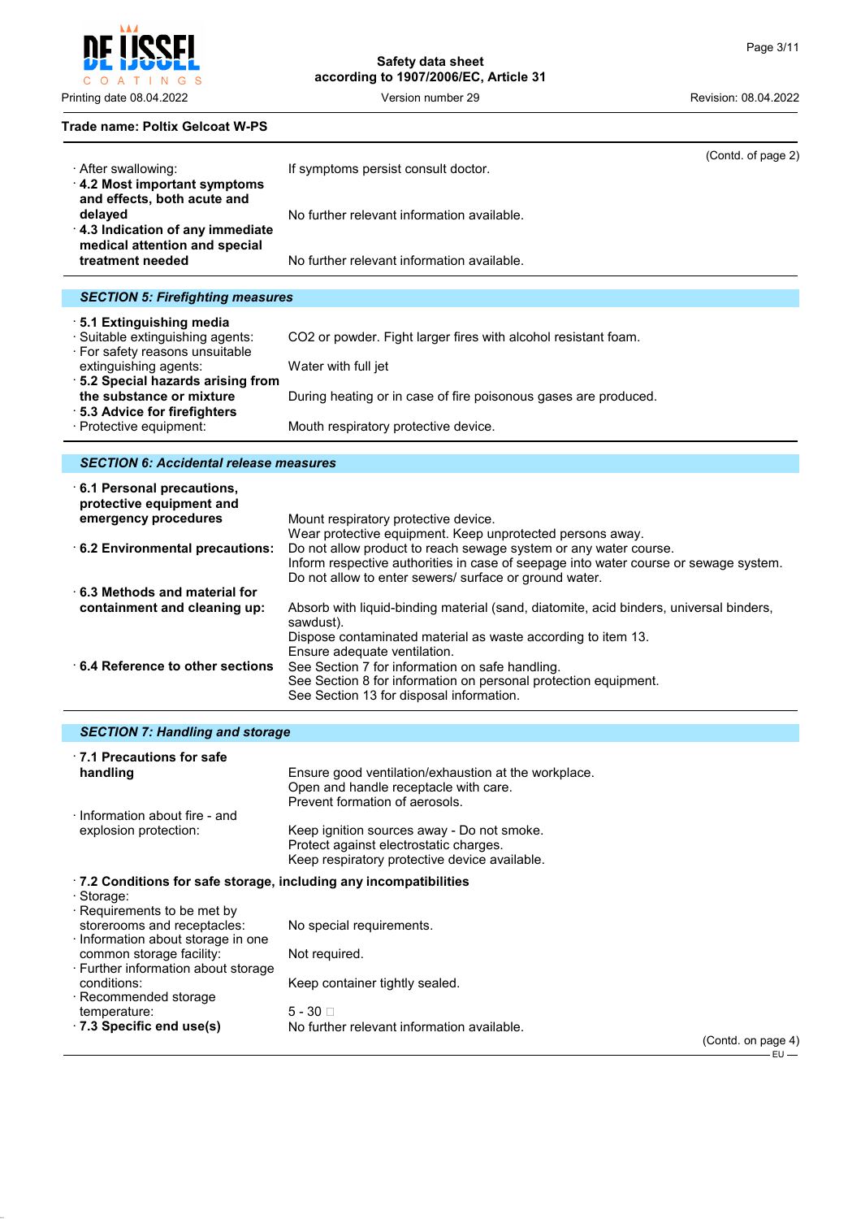Trade name: Poltix Gelcoat W-PS

(Contd. of page 2)

· After swallowing: If symptoms persist consult doctor.

· **4.2 Most important symptoms and effects, both acute and delayed** No further relevant information available.

· **4.3 Indication of any immediate medical attention and special treatment needed** No further relevant information available.

## *SECTION 5: Firefighting measures*

· **5.1 Extinguishing media**

· Suitable extinguishing agents: $CO_2$ or powder. Fight larger fires with alcohol resistant foam.

· For safety reasons unsuitable extinguishing agents: Water with full jet

· **5.2 Special hazards arising from the substance or mixture** During heating or in case of fire poisonous gases are produced.

· **5.3 Advice for firefighters**

· Protective equipment: Mouth respiratory protective device.

## *SECTION 6: Accidental release measures*

· **6.1 Personal precautions, protective equipment and emergency procedures** Mount respiratory protective device.
Wear protective equipment. Keep unprotected persons away.

· **6.2 Environmental precautions:** Do not allow product to reach sewage system or any water course.
Inform respective authorities in case of seepage into water course or sewage system.
Do not allow to enter sewers/ surface or ground water.

· **6.3 Methods and material for containment and cleaning up:** Absorb with liquid-binding material (sand, diatomite, acid binders, universal binders, sawdust).
Dispose contaminated material as waste according to item 13.
Ensure adequate ventilation.

· **6.4 Reference to other sections** See Section 7 for information on safe handling.
See Section 8 for information on personal protection equipment.
See Section 13 for disposal information.

## *SECTION 7: Handling and storage*

· **7.1 Precautions for safe handling** Ensure good ventilation/exhaustion at the workplace.
Open and handle receptacle with care.
Prevent formation of aerosols.

· Information about fire - and explosion protection: Keep ignition sources away - Do not smoke.
Protect against electrostatic charges.
Keep respiratory protective device available.

· **7.2 Conditions for safe storage, including any incompatibilities**

· Storage:

· Requirements to be met by storerooms and receptacles: No special requirements.

· Information about storage in one common storage facility: Not required.

· Further information about storage conditions: Keep container tightly sealed.

· Recommended storage temperature: 5 - 30 □

· **7.3 Specific end use(s)** No further relevant information available.

(Contd. on page 4)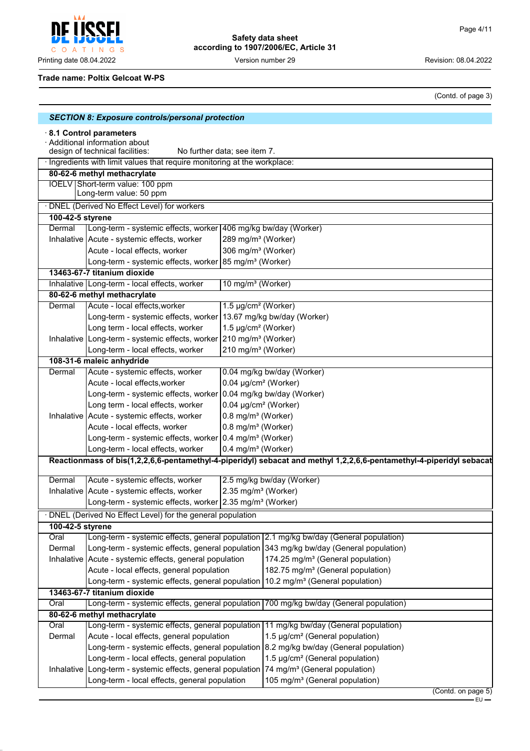**Trade name: Poltix Gelcoat W-PS**

(Contd. of page 3)

## SECTION 8: Exposure controls/personal protection

· **8.1 Control parameters**

· Additional information about design of technical facilities: No further data; see item 7.

· Ingredients with limit values that require monitoring at the workplace:

| **80-62-6 methyl methacrylate** | |
|---|---|
| IOELV | Short-term value: 100 ppm<br>Long-term value: 50 ppm |

· DNEL (Derived No Effect Level) for workers

| | | |
|---|---|---|
| **100-42-5 styrene** | | |
| Dermal | Long-term - systemic effects, worker | 406 mg/kg bw/day (Worker) |
| Inhalative | Acute - systemic effects, worker | 289 mg/m³ (Worker) |
| | Acute - local effects, worker | 306 mg/m³ (Worker) |
| | Long-term - systemic effects, worker | 85 mg/m³ (Worker) |
| **13463-67-7 titanium dioxide** | | |
| Inhalative | Long-term - local effects, worker | 10 mg/m³ (Worker) |
| **80-62-6 methyl methacrylate** | | |
| Dermal | Acute - local effects,worker | 1.5 µg/cm² (Worker) |
| | Long-term - systemic effects, worker | 13.67 mg/kg bw/day (Worker) |
| | Long term - local effects, worker | 1.5 µg/cm² (Worker) |
| Inhalative | Long-term - systemic effects, worker | 210 mg/m³ (Worker) |
| | Long-term - local effects, worker | 210 mg/m³ (Worker) |
| **108-31-6 maleic anhydride** | | |
| Dermal | Acute - systemic effects, worker | 0.04 mg/kg bw/day (Worker) |
| | Acute - local effects,worker | 0.04 µg/cm² (Worker) |
| | Long-term - systemic effects, worker | 0.04 mg/kg bw/day (Worker) |
| | Long term - local effects, worker | 0.04 µg/cm² (Worker) |
| Inhalative | Acute - systemic effects, worker | 0.8 mg/m³ (Worker) |
| | Acute - local effects, worker | 0.8 mg/m³ (Worker) |
| | Long-term - systemic effects, worker | 0.4 mg/m³ (Worker) |
| | Long-term - local effects, worker | 0.4 mg/m³ (Worker) |
| **Reactionmass of bis(1,2,2,6,6-pentamethyl-4-piperidyl) sebacat and methyl 1,2,2,6,6-pentamethyl-4-piperidyl sebacat** | | |
| Dermal | Acute - systemic effects, worker | 2.5 mg/kg bw/day (Worker) |
| Inhalative | Acute - systemic effects, worker | 2.35 mg/m³ (Worker) |
| | Long-term - systemic effects, worker | 2.35 mg/m³ (Worker) |

· DNEL (Derived No Effect Level) for the general population

| | | |
|---|---|---|
| **100-42-5 styrene** | | |
| Oral | Long-term - systemic effects, general population | 2.1 mg/kg bw/day (General population) |
| Dermal | Long-term - systemic effects, general population | 343 mg/kg bw/day (General population) |
| Inhalative | Acute - systemic effects, general population | 174.25 mg/m³ (General population) |
| | Acute - local effects, general population | 182.75 mg/m³ (General population) |
| | Long-term - systemic effects, general population | 10.2 mg/m³ (General population) |
| **13463-67-7 titanium dioxide** | | |
| Oral | Long-term - systemic effects, general population | 700 mg/kg bw/day (General population) |
| **80-62-6 methyl methacrylate** | | |
| Oral | Long-term - systemic effects, general population | 11 mg/kg bw/day (General population) |
| Dermal | Acute - local effects, general population | 1.5 µg/cm² (General population) |
| | Long-term - systemic effects, general population | 8.2 mg/kg bw/day (General population) |
| | Long-term - local effects, general population | 1.5 µg/cm² (General population) |
| Inhalative | Long-term - systemic effects, general population | 74 mg/m³ (General population) |
| | Long-term - local effects, general population | 105 mg/m³ (General population) |

(Contd. on page 5)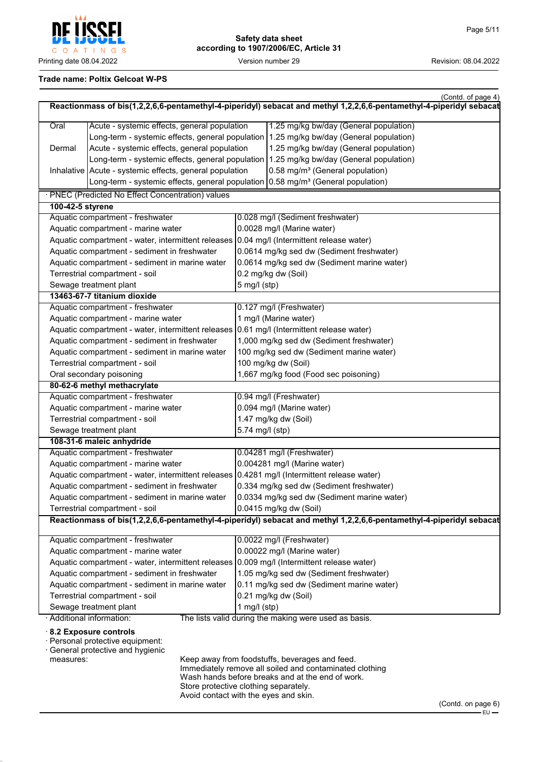**Trade name: Poltix Gelcoat W-PS**

(Contd. of page 4)

| Reactionmass of bis(1,2,2,6,6-pentamethyl-4-piperidyl) sebacat and methyl 1,2,2,6,6-pentamethyl-4-piperidyl sebacat | | |
|---|---|---|
| Oral | Acute - systemic effects, general population | 1.25 mg/kg bw/day (General population) |
| | Long-term - systemic effects, general population | 1.25 mg/kg bw/day (General population) |
| Dermal | Acute - systemic effects, general population | 1.25 mg/kg bw/day (General population) |
| | Long-term - systemic effects, general population | 1.25 mg/kg bw/day (General population) |
| Inhalative | Acute - systemic effects, general population | 0.58 mg/m³ (General population) |
| | Long-term - systemic effects, general population | 0.58 mg/m³ (General population) |

· PNEC (Predicted No Effect Concentration) values

| **100-42-5 styrene** | |
|---|---|
| Aquatic compartment - freshwater | 0.028 mg/l (Sediment freshwater) |
| Aquatic compartment - marine water | 0.0028 mg/l (Marine water) |
| Aquatic compartment - water, intermittent releases | 0.04 mg/l (Intermittent release water) |
| Aquatic compartment - sediment in freshwater | 0.0614 mg/kg sed dw (Sediment freshwater) |
| Aquatic compartment - sediment in marine water | 0.0614 mg/kg sed dw (Sediment marine water) |
| Terrestrial compartment - soil | 0.2 mg/kg dw (Soil) |
| Sewage treatment plant | 5 mg/l (stp) |
| **13463-67-7 titanium dioxide** | |
| Aquatic compartment - freshwater | 0.127 mg/l (Freshwater) |
| Aquatic compartment - marine water | 1 mg/l (Marine water) |
| Aquatic compartment - water, intermittent releases | 0.61 mg/l (Intermittent release water) |
| Aquatic compartment - sediment in freshwater | 1,000 mg/kg sed dw (Sediment freshwater) |
| Aquatic compartment - sediment in marine water | 100 mg/kg sed dw (Sediment marine water) |
| Terrestrial compartment - soil | 100 mg/kg dw (Soil) |
| Oral secondary poisoning | 1,667 mg/kg food (Food sec poisoning) |
| **80-62-6 methyl methacrylate** | |
| Aquatic compartment - freshwater | 0.94 mg/l (Freshwater) |
| Aquatic compartment - marine water | 0.094 mg/l (Marine water) |
| Terrestrial compartment - soil | 1.47 mg/kg dw (Soil) |
| Sewage treatment plant | 5.74 mg/l (stp) |
| **108-31-6 maleic anhydride** | |
| Aquatic compartment - freshwater | 0.04281 mg/l (Freshwater) |
| Aquatic compartment - marine water | 0.004281 mg/l (Marine water) |
| Aquatic compartment - water, intermittent releases | 0.4281 mg/l (Intermittent release water) |
| Aquatic compartment - sediment in freshwater | 0.334 mg/kg sed dw (Sediment freshwater) |
| Aquatic compartment - sediment in marine water | 0.0334 mg/kg sed dw (Sediment marine water) |
| Terrestrial compartment - soil | 0.0415 mg/kg dw (Soil) |
| **Reactionmass of bis(1,2,2,6,6-pentamethyl-4-piperidyl) sebacat and methyl 1,2,2,6,6-pentamethyl-4-piperidyl sebacat** | |
| Aquatic compartment - freshwater | 0.0022 mg/l (Freshwater) |
| Aquatic compartment - marine water | 0.00022 mg/l (Marine water) |
| Aquatic compartment - water, intermittent releases | 0.009 mg/l (Intermittent release water) |
| Aquatic compartment - sediment in freshwater | 1.05 mg/kg sed dw (Sediment freshwater) |
| Aquatic compartment - sediment in marine water | 0.11 mg/kg sed dw (Sediment marine water) |
| Terrestrial compartment - soil | 0.21 mg/kg dw (Soil) |
| Sewage treatment plant | 1 mg/l (stp) |

· Additional information: The lists valid during the making were used as basis.

· **8.2 Exposure controls**

· Personal protective equipment:

· General protective and hygienic measures:

Keep away from foodstuffs, beverages and feed.
Immediately remove all soiled and contaminated clothing
Wash hands before breaks and at the end of work.
Store protective clothing separately.
Avoid contact with the eyes and skin.

(Contd. on page 6)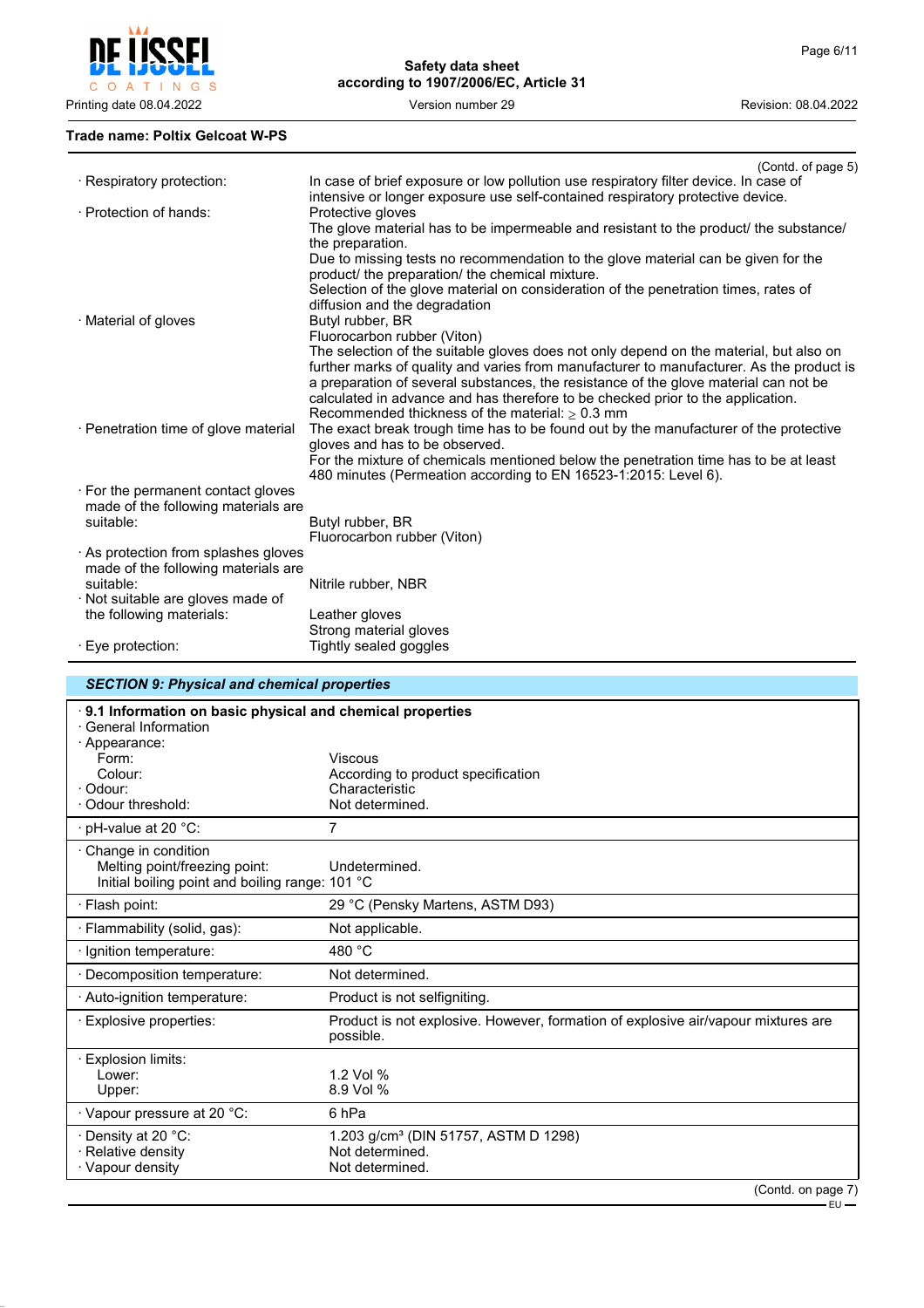**Trade name: Poltix Gelcoat W-PS**

(Contd. of page 5)

· Respiratory protection: In case of brief exposure or low pollution use respiratory filter device. In case of intensive or longer exposure use self-contained respiratory protective device.

· Protection of hands: Protective gloves
The glove material has to be impermeable and resistant to the product/ the substance/ the preparation.
Due to missing tests no recommendation to the glove material can be given for the product/ the preparation/ the chemical mixture.
Selection of the glove material on consideration of the penetration times, rates of diffusion and the degradation

· Material of gloves
Butyl rubber, BR
Fluorocarbon rubber (Viton)
The selection of the suitable gloves does not only depend on the material, but also on further marks of quality and varies from manufacturer to manufacturer. As the product is a preparation of several substances, the resistance of the glove material can not be calculated in advance and has therefore to be checked prior to the application.
Recommended thickness of the material: ≥ 0.3 mm

· Penetration time of glove material
The exact break trough time has to be found out by the manufacturer of the protective gloves and has to be observed.
For the mixture of chemicals mentioned below the penetration time has to be at least 480 minutes (Permeation according to EN 16523-1:2015: Level 6).

· For the permanent contact gloves made of the following materials are suitable:
Butyl rubber, BR
Fluorocarbon rubber (Viton)

· As protection from splashes gloves made of the following materials are suitable: Nitrile rubber, NBR

· Not suitable are gloves made of the following materials:
Leather gloves
Strong material gloves

· Eye protection: Tightly sealed goggles

## SECTION 9: Physical and chemical properties

| · 9.1 Information on basic physical and chemical properties | |
|---|---|
| · General Information | |
| · Appearance: | |
| Form: | Viscous |
| Colour: | According to product specification |
| · Odour: | Characteristic |
| · Odour threshold: | Not determined. |
| · pH-value at 20 °C: | 7 |
| · Change in condition | |
| Melting point/freezing point: | Undetermined. |
| Initial boiling point and boiling range: | 101 °C |
| · Flash point: | 29 °C (Pensky Martens, ASTM D93) |
| · Flammability (solid, gas): | Not applicable. |
| · Ignition temperature: | 480 °C |
| · Decomposition temperature: | Not determined. |
| · Auto-ignition temperature: | Product is not selfigniting. |
| · Explosive properties: | Product is not explosive. However, formation of explosive air/vapour mixtures are possible. |
| · Explosion limits: | |
| Lower: | 1.2 Vol % |
| Upper: | 8.9 Vol % |
| · Vapour pressure at 20 °C: | 6 hPa |
| · Density at 20 °C: | 1.203 g/cm³ (DIN 51757, ASTM D 1298) |
| · Relative density | Not determined. |
| · Vapour density | Not determined. |

(Contd. on page 7)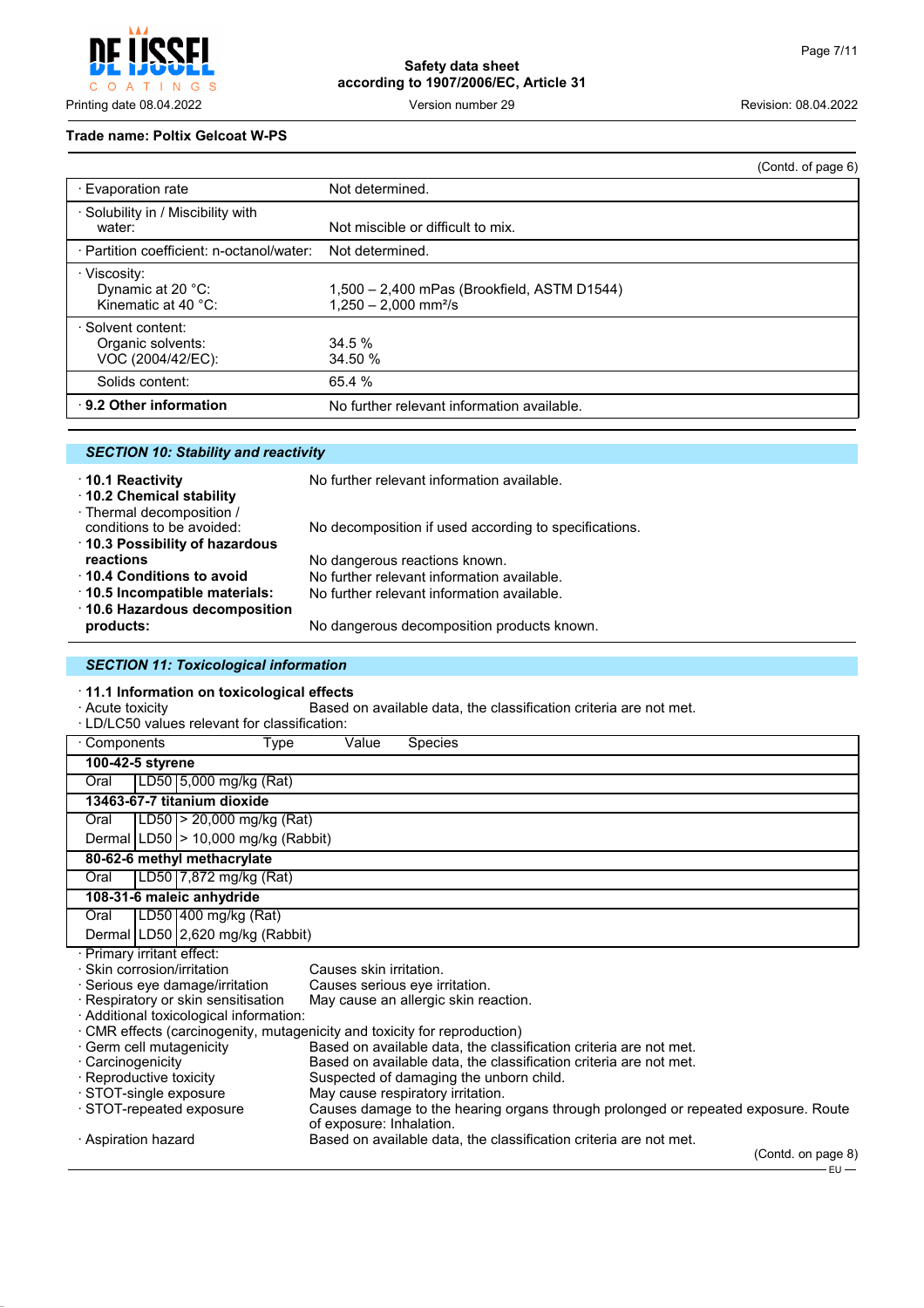**Trade name: Poltix Gelcoat W-PS**

(Contd. of page 6)

| | |
|---|---|
| · Evaporation rate | Not determined. |
| · Solubility in / Miscibility with water: | Not miscible or difficult to mix. |
| · Partition coefficient: n-octanol/water: | Not determined. |
| · Viscosity: Dynamic at 20 °C: Kinematic at 40 °C: | 1,500 – 2,400 mPas (Brookfield, ASTM D1544) 1,250 – 2,000 mm²/s |
| · Solvent content: Organic solvents: VOC (2004/42/EC): | 34.5 % 34.50 % |
| Solids content: | 65.4 % |
| **· 9.2 Other information** | No further relevant information available. |

## SECTION 10: Stability and reactivity

- **· 10.1 Reactivity** No further relevant information available.
- **· 10.2 Chemical stability**
- · Thermal decomposition / conditions to be avoided: No decomposition if used according to specifications.
- **· 10.3 Possibility of hazardous reactions** No dangerous reactions known.
- **· 10.4 Conditions to avoid** No further relevant information available.
- **· 10.5 Incompatible materials:** No further relevant information available.
- **· 10.6 Hazardous decomposition products:** No dangerous decomposition products known.

## SECTION 11: Toxicological information

**· 11.1 Information on toxicological effects**

· Acute toxicity Based on available data, the classification criteria are not met.

· LD/LC50 values relevant for classification:

| · Components | Type | Value | Species |
|---|---|---|---|
| **100-42-5 styrene** | | | |
| Oral | LD50 | 5,000 mg/kg | (Rat) |
| **13463-67-7 titanium dioxide** | | | |
| Oral | LD50 | > 20,000 mg/kg | (Rat) |
| Dermal | LD50 | > 10,000 mg/kg | (Rabbit) |
| **80-62-6 methyl methacrylate** | | | |
| Oral | LD50 | 7,872 mg/kg | (Rat) |
| **108-31-6 maleic anhydride** | | | |
| Oral | LD50 | 400 mg/kg | (Rat) |
| Dermal | LD50 | 2,620 mg/kg | (Rabbit) |

· Primary irritant effect:

- · Skin corrosion/irritation Causes skin irritation.
- · Serious eye damage/irritation Causes serious eye irritation.
- · Respiratory or skin sensitisation May cause an allergic skin reaction.

· Additional toxicological information:

· CMR effects (carcinogenity, mutagenicity and toxicity for reproduction)

- · Germ cell mutagenicity Based on available data, the classification criteria are not met.
- · Carcinogenicity Based on available data, the classification criteria are not met.
- · Reproductive toxicity Suspected of damaging the unborn child.
- · STOT-single exposure May cause respiratory irritation.
- · STOT-repeated exposure Causes damage to the hearing organs through prolonged or repeated exposure. Route of exposure: Inhalation.
- · Aspiration hazard Based on available data, the classification criteria are not met.

(Contd. on page 8)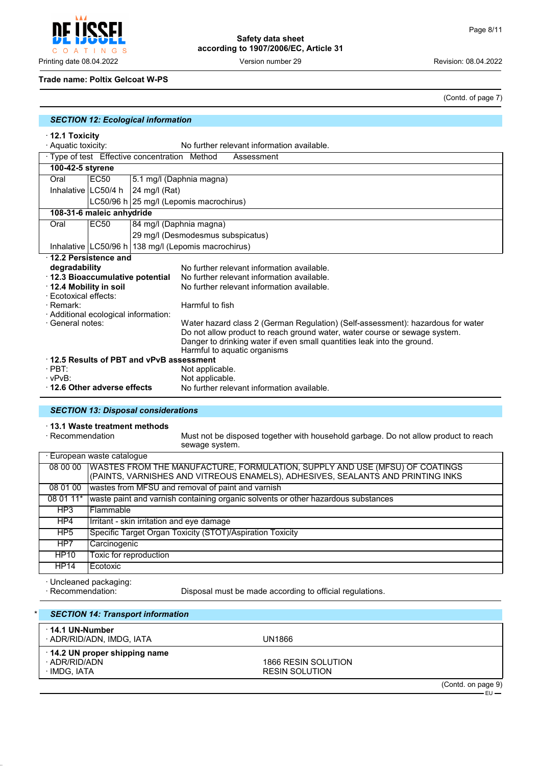**Trade name: Poltix Gelcoat W-PS**

(Contd. of page 7)

## SECTION 12: Ecological information

· **12.1 Toxicity**

· Aquatic toxicity: No further relevant information available.

| · Type of test | Effective concentration | Method Assessment |
|---|---|---|
| **100-42-5 styrene** | | |
| Oral | EC50 | 5.1 mg/l (Daphnia magna) |
| Inhalative | LC50/4 h | 24 mg/l (Rat) |
| | LC50/96 h | 25 mg/l (Lepomis macrochirus) |
| **108-31-6 maleic anhydride** | | |
| Oral | EC50 | 84 mg/l (Daphnia magna) |
| | | 29 mg/l (Desmodesmus subspicatus) |
| Inhalative | LC50/96 h | 138 mg/l (Lepomis macrochirus) |

· **12.2 Persistence and degradability** No further relevant information available.

· **12.3 Bioaccumulative potential** No further relevant information available.

· **12.4 Mobility in soil** No further relevant information available.

· Ecotoxical effects:

· Remark: Harmful to fish

· Additional ecological information:

· General notes: Water hazard class 2 (German Regulation) (Self-assessment): hazardous for water
Do not allow product to reach ground water, water course or sewage system.
Danger to drinking water if even small quantities leak into the ground.
Harmful to aquatic organisms

· **12.5 Results of PBT and vPvB assessment**

· PBT: Not applicable.

· vPvB: Not applicable.

· **12.6 Other adverse effects** No further relevant information available.

## SECTION 13: Disposal considerations

· **13.1 Waste treatment methods**

· Recommendation Must not be disposed together with household garbage. Do not allow product to reach sewage system.

| · European waste catalogue | |
|---|---|
| 08 00 00 | WASTES FROM THE MANUFACTURE, FORMULATION, SUPPLY AND USE (MFSU) OF COATINGS (PAINTS, VARNISHES AND VITREOUS ENAMELS), ADHESIVES, SEALANTS AND PRINTING INKS |
| 08 01 00 | wastes from MFSU and removal of paint and varnish |
| 08 01 11* | waste paint and varnish containing organic solvents or other hazardous substances |
| HP3 | Flammable |
| HP4 | Irritant - skin irritation and eye damage |
| HP5 | Specific Target Organ Toxicity (STOT)/Aspiration Toxicity |
| HP7 | Carcinogenic |
| HP10 | Toxic for reproduction |
| HP14 | Ecotoxic |

· Uncleaned packaging:

· Recommendation: Disposal must be made according to official regulations.

## * SECTION 14: Transport information

· **14.1 UN-Number**

· ADR/RID/ADN, IMDG, IATA UN1866

· **14.2 UN proper shipping name**

· ADR/RID/ADN 1866 RESIN SOLUTION

· IMDG, IATA RESIN SOLUTION

(Contd. on page 9)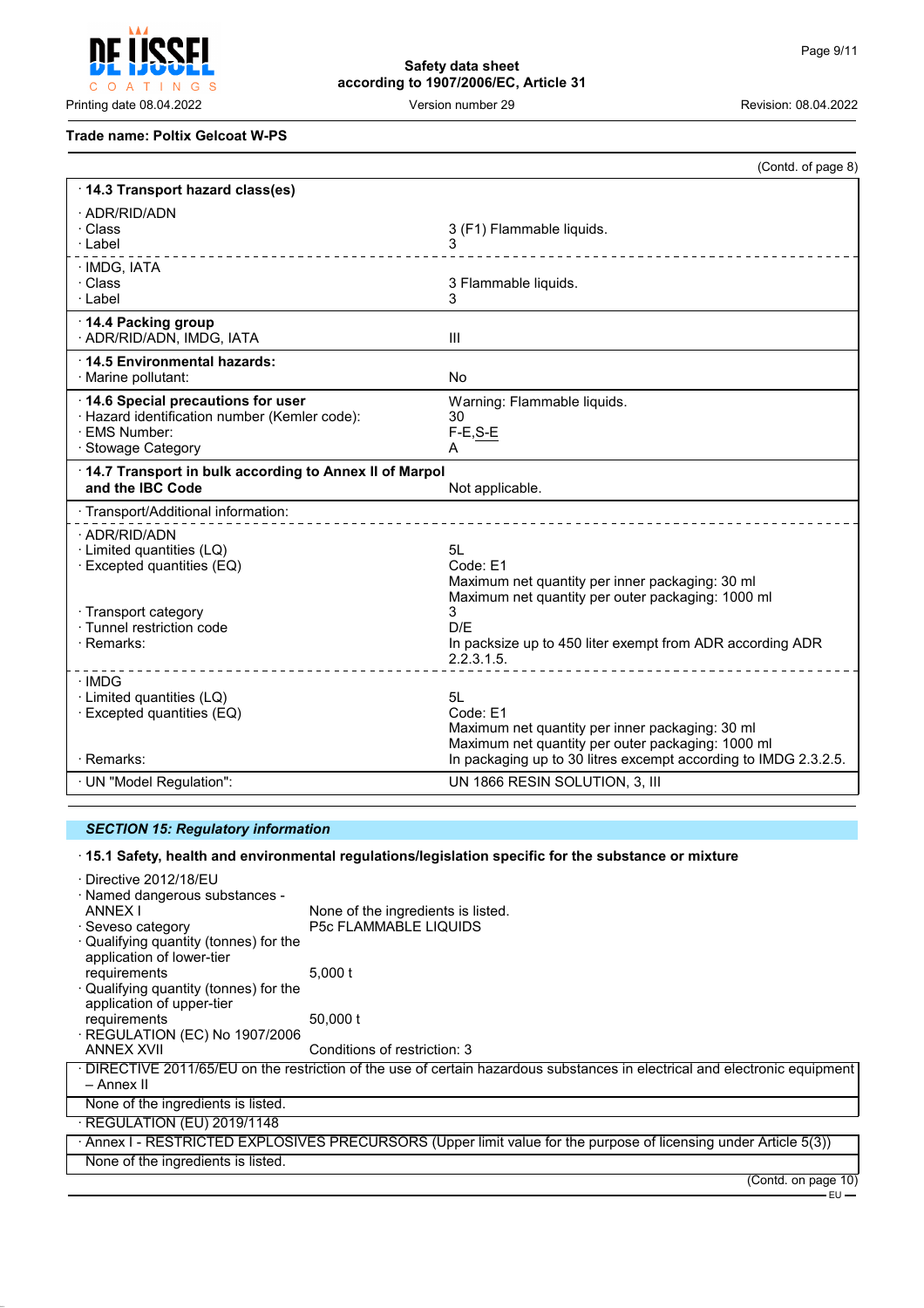**Trade name: Poltix Gelcoat W-PS**

(Contd. of page 8)

| | |
|---|---|
| · **14.3 Transport hazard class(es)** | |
| · ADR/RID/ADN | |
| · Class | 3 (F1) Flammable liquids. |
| · Label | 3 |
| · IMDG, IATA | |
| · Class | 3 Flammable liquids. |
| · Label | 3 |
| · **14.4 Packing group** | |
| · ADR/RID/ADN, IMDG, IATA | III |
| · **14.5 Environmental hazards:** | |
| · Marine pollutant: | No |
| · **14.6 Special precautions for user** | Warning: Flammable liquids. |
| · Hazard identification number (Kemler code): | 30 |
| · EMS Number: | F-E,S-E |
| · Stowage Category | A |
| · **14.7 Transport in bulk according to Annex II of Marpol and the IBC Code** | Not applicable. |
| · Transport/Additional information: | |
| · ADR/RID/ADN | |
| · Limited quantities (LQ) | 5L |
| · Excepted quantities (EQ) | Code: E1<br>Maximum net quantity per inner packaging: 30 ml<br>Maximum net quantity per outer packaging: 1000 ml |
| · Transport category | 3 |
| · Tunnel restriction code | D/E |
| · Remarks: | In packsize up to 450 liter exempt from ADR according ADR 2.2.3.1.5. |
| · IMDG | |
| · Limited quantities (LQ) | 5L |
| · Excepted quantities (EQ) | Code: E1<br>Maximum net quantity per inner packaging: 30 ml<br>Maximum net quantity per outer packaging: 1000 ml |
| · Remarks: | In packaging up to 30 litres excempt according to IMDG 2.3.2.5. |
| · UN "Model Regulation": | UN 1866 RESIN SOLUTION, 3, III |

## *SECTION 15: Regulatory information*

· **15.1 Safety, health and environmental regulations/legislation specific for the substance or mixture**

· Directive 2012/18/EU

· Named dangerous substances - ANNEX I: None of the ingredients is listed.

· Seveso category: P5c FLAMMABLE LIQUIDS

· Qualifying quantity (tonnes) for the application of lower-tier requirements: 5,000 t

· Qualifying quantity (tonnes) for the application of upper-tier requirements: 50,000 t

· REGULATION (EC) No 1907/2006 ANNEX XVII: Conditions of restriction: 3

· DIRECTIVE 2011/65/EU on the restriction of the use of certain hazardous substances in electrical and electronic equipment – Annex II

None of the ingredients is listed.

· REGULATION (EU) 2019/1148

· Annex I - RESTRICTED EXPLOSIVES PRECURSORS (Upper limit value for the purpose of licensing under Article 5(3))

None of the ingredients is listed.

(Contd. on page 10)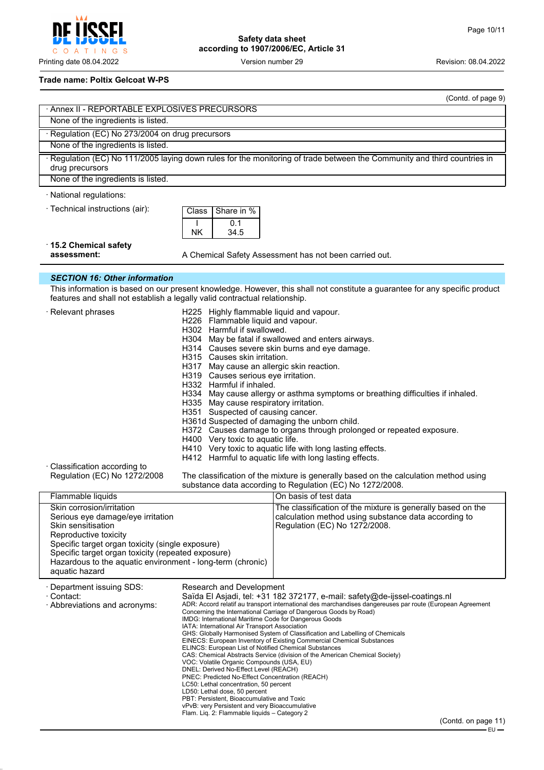**Trade name: Poltix Gelcoat W-PS**

(Contd. of page 9)

| · Annex II - REPORTABLE EXPLOSIVES PRECURSORS |
|---|
| None of the ingredients is listed. |

| · Regulation (EC) No 273/2004 on drug precursors |
|---|
| None of the ingredients is listed. |

| · Regulation (EC) No 111/2005 laying down rules for the monitoring of trade between the Community and third countries in drug precursors |
|---|
| None of the ingredients is listed. |

· National regulations:

· Technical instructions (air):

| Class | Share in % |
|---|---|
| I | 0.1 |
| NK | 34.5 |

· **15.2 Chemical safety assessment:** A Chemical Safety Assessment has not been carried out.

## *SECTION 16: Other information*

This information is based on our present knowledge. However, this shall not constitute a guarantee for any specific product features and shall not establish a legally valid contractual relationship.

· Relevant phrases

H225 Highly flammable liquid and vapour.
H226 Flammable liquid and vapour.
H302 Harmful if swallowed.
H304 May be fatal if swallowed and enters airways.
H314 Causes severe skin burns and eye damage.
H315 Causes skin irritation.
H317 May cause an allergic skin reaction.
H319 Causes serious eye irritation.
H332 Harmful if inhaled.
H334 May cause allergy or asthma symptoms or breathing difficulties if inhaled.
H335 May cause respiratory irritation.
H351 Suspected of causing cancer.
H361d Suspected of damaging the unborn child.
H372 Causes damage to organs through prolonged or repeated exposure.
H400 Very toxic to aquatic life.
H410 Very toxic to aquatic life with long lasting effects.
H412 Harmful to aquatic life with long lasting effects.

· Classification according to Regulation (EC) No 1272/2008

The classification of the mixture is generally based on the calculation method using substance data according to Regulation (EC) No 1272/2008.

| Flammable liquids | On basis of test data |
|---|---|
| Skin corrosion/irritation<br>Serious eye damage/eye irritation<br>Skin sensitisation<br>Reproductive toxicity<br>Specific target organ toxicity (single exposure)<br>Specific target organ toxicity (repeated exposure)<br>Hazardous to the aquatic environment - long-term (chronic) aquatic hazard | The classification of the mixture is generally based on the calculation method using substance data according to Regulation (EC) No 1272/2008. |

· Department issuing SDS: Research and Development

· Contact: Saïda El Asjadi, tel: +31 182 372177, e-mail: safety@de-ijssel-coatings.nl

· Abbreviations and acronyms:

ADR: Accord relatif au transport international des marchandises dangereuses par route (European Agreement Concerning the International Carriage of Dangerous Goods by Road)
IMDG: International Maritime Code for Dangerous Goods
IATA: International Air Transport Association
GHS: Globally Harmonised System of Classification and Labelling of Chemicals
EINECS: European Inventory of Existing Commercial Chemical Substances
ELINCS: European List of Notified Chemical Substances
CAS: Chemical Abstracts Service (division of the American Chemical Society)
VOC: Volatile Organic Compounds (USA, EU)
DNEL: Derived No-Effect Level (REACH)
PNEC: Predicted No-Effect Concentration (REACH)
LC50: Lethal concentration, 50 percent
LD50: Lethal dose, 50 percent
PBT: Persistent, Bioaccumulative and Toxic
vPvB: very Persistent and very Bioaccumulative
Flam. Liq. 2: Flammable liquids – Category 2

(Contd. on page 11)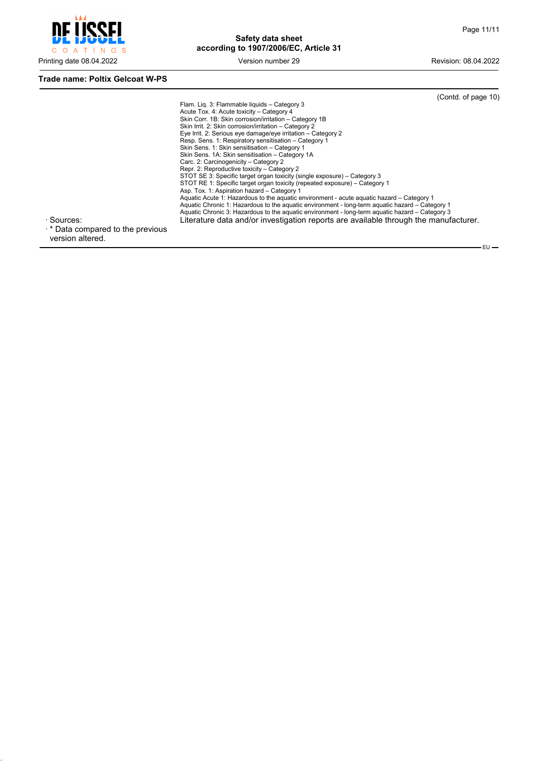**Trade name: Poltix Gelcoat W-PS**

(Contd. of page 10)

Flam. Liq. 3: Flammable liquids – Category 3
Acute Tox. 4: Acute toxicity – Category 4
Skin Corr. 1B: Skin corrosion/irritation – Category 1B
Skin Irrit. 2: Skin corrosion/irritation – Category 2
Eye Irrit. 2: Serious eye damage/eye irritation – Category 2
Resp. Sens. 1: Respiratory sensitisation – Category 1
Skin Sens. 1: Skin sensitisation – Category 1
Skin Sens. 1A: Skin sensitisation – Category 1A
Carc. 2: Carcinogenicity – Category 2
Repr. 2: Reproductive toxicity – Category 2
STOT SE 3: Specific target organ toxicity (single exposure) – Category 3
STOT RE 1: Specific target organ toxicity (repeated exposure) – Category 1
Asp. Tox. 1: Aspiration hazard – Category 1
Aquatic Acute 1: Hazardous to the aquatic environment - acute aquatic hazard – Category 1
Aquatic Chronic 1: Hazardous to the aquatic environment - long-term aquatic hazard – Category 1
Aquatic Chronic 3: Hazardous to the aquatic environment - long-term aquatic hazard – Category 3

· Sources: Literature data and/or investigation reports are available through the manufacturer.

· * Data compared to the previous version altered.

EU